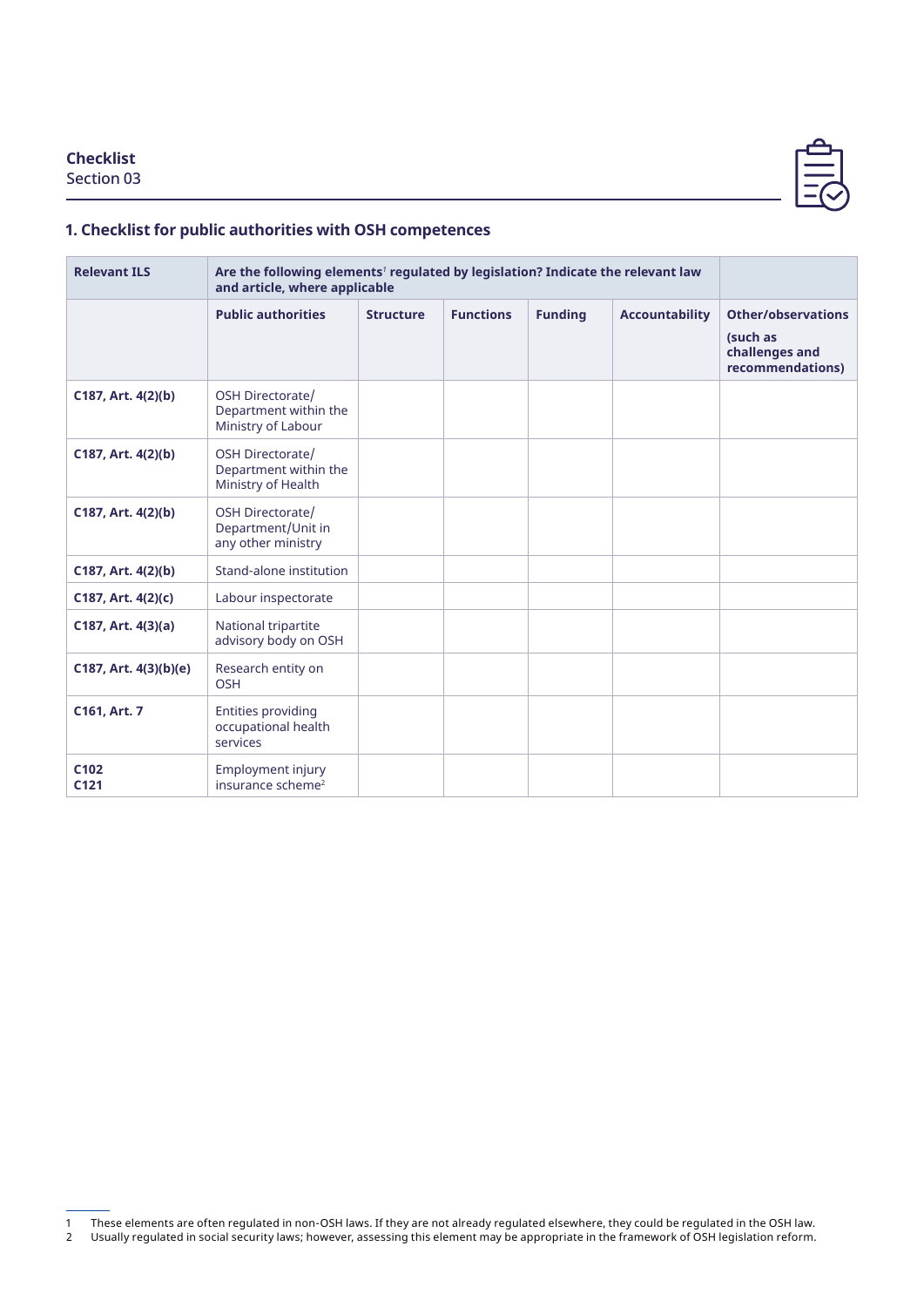**Checklist**
Section 03

## 1. Checklist for public authorities with OSH competences

| Relevant ILS | Are the following elements[1] regulated by legislation? Indicate the relevant law and article, where applicable | | | | | |
|---|---|---|---|---|---|---|
| | **Public authorities** | **Structure** | **Functions** | **Funding** | **Accountability** | **Other/observations (such as challenges and recommendations)** |
| **C187, Art. 4(2)(b)** | OSH Directorate/ Department within the Ministry of Labour | | | | | |
| **C187, Art. 4(2)(b)** | OSH Directorate/ Department within the Ministry of Health | | | | | |
| **C187, Art. 4(2)(b)** | OSH Directorate/ Department/Unit in any other ministry | | | | | |
| **C187, Art. 4(2)(b)** | Stand-alone institution | | | | | |
| **C187, Art. 4(2)(c)** | Labour inspectorate | | | | | |
| **C187, Art. 4(3)(a)** | National tripartite advisory body on OSH | | | | | |
| **C187, Art. 4(3)(b)(e)** | Research entity on OSH | | | | | |
| **C161, Art. 7** | Entities providing occupational health services | | | | | |
| **C102 C121** | Employment injury insurance scheme[2] | | | | | |

1 These elements are often regulated in non-OSH laws. If they are not already regulated elsewhere, they could be regulated in the OSH law.
2 Usually regulated in social security laws; however, assessing this element may be appropriate in the framework of OSH legislation reform.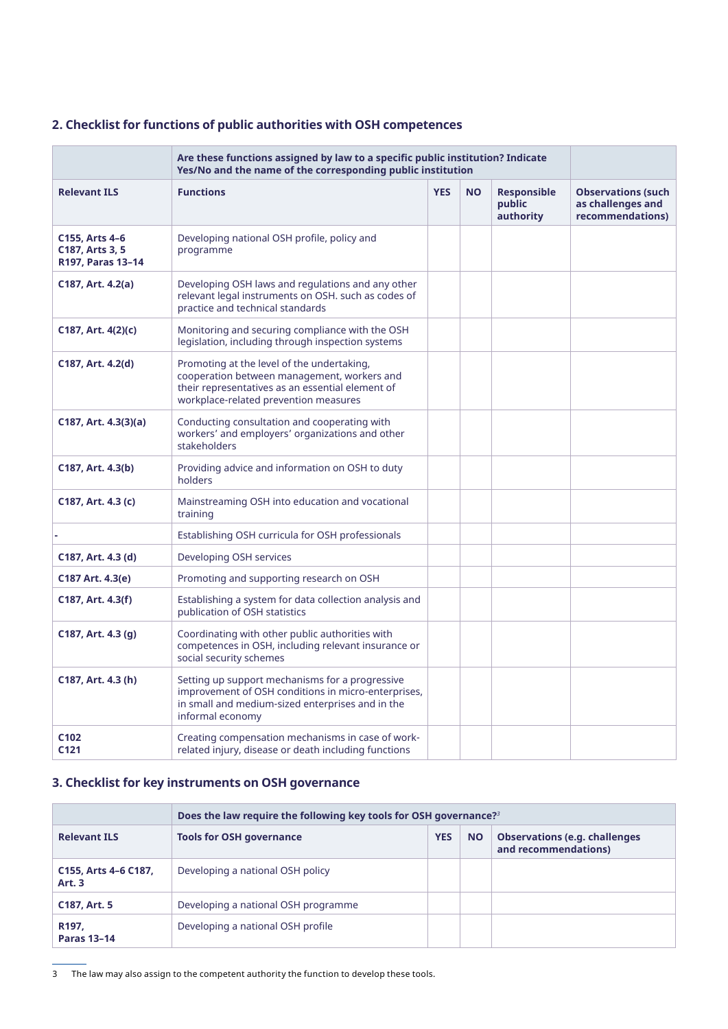## 2. Checklist for functions of public authorities with OSH competences

| | Are these functions assigned by law to a specific public institution? Indicate Yes/No and the name of the corresponding public institution | | | | |
|---|---|---|---|---|---|
| **Relevant ILS** | **Functions** | **YES** | **NO** | **Responsible public authority** | **Observations (such as challenges and recommendations)** |
| **C155, Arts 4–6**<br>**C187, Arts 3, 5**<br>**R197, Paras 13–14** | Developing national OSH profile, policy and programme | | | | |
| **C187, Art. 4.2(a)** | Developing OSH laws and regulations and any other relevant legal instruments on OSH. such as codes of practice and technical standards | | | | |
| **C187, Art. 4(2)(c)** | Monitoring and securing compliance with the OSH legislation, including through inspection systems | | | | |
| **C187, Art. 4.2(d)** | Promoting at the level of the undertaking, cooperation between management, workers and their representatives as an essential element of workplace-related prevention measures | | | | |
| **C187, Art. 4.3(3)(a)** | Conducting consultation and cooperating with workers' and employers' organizations and other stakeholders | | | | |
| **C187, Art. 4.3(b)** | Providing advice and information on OSH to duty holders | | | | |
| **C187, Art. 4.3 (c)** | Mainstreaming OSH into education and vocational training | | | | |
| - | Establishing OSH curricula for OSH professionals | | | | |
| **C187, Art. 4.3 (d)** | Developing OSH services | | | | |
| **C187 Art. 4.3(e)** | Promoting and supporting research on OSH | | | | |
| **C187, Art. 4.3(f)** | Establishing a system for data collection analysis and publication of OSH statistics | | | | |
| **C187, Art. 4.3 (g)** | Coordinating with other public authorities with competences in OSH, including relevant insurance or social security schemes | | | | |
| **C187, Art. 4.3 (h)** | Setting up support mechanisms for a progressive improvement of OSH conditions in micro-enterprises, in small and medium-sized enterprises and in the informal economy | | | | |
| **C102**<br>**C121** | Creating compensation mechanisms in case of work-related injury, disease or death including functions | | | | |

## 3. Checklist for key instruments on OSH governance

| | Does the law require the following key tools for OSH governance?[3] | | | |
|---|---|---|---|---|
| **Relevant ILS** | **Tools for OSH governance** | **YES** | **NO** | **Observations (e.g. challenges and recommendations)** |
| **C155, Arts 4–6 C187, Art. 3** | Developing a national OSH policy | | | |
| **C187, Art. 5** | Developing a national OSH programme | | | |
| **R197,**<br>**Paras 13–14** | Developing a national OSH profile | | | |

3 The law may also assign to the competent authority the function to develop these tools.